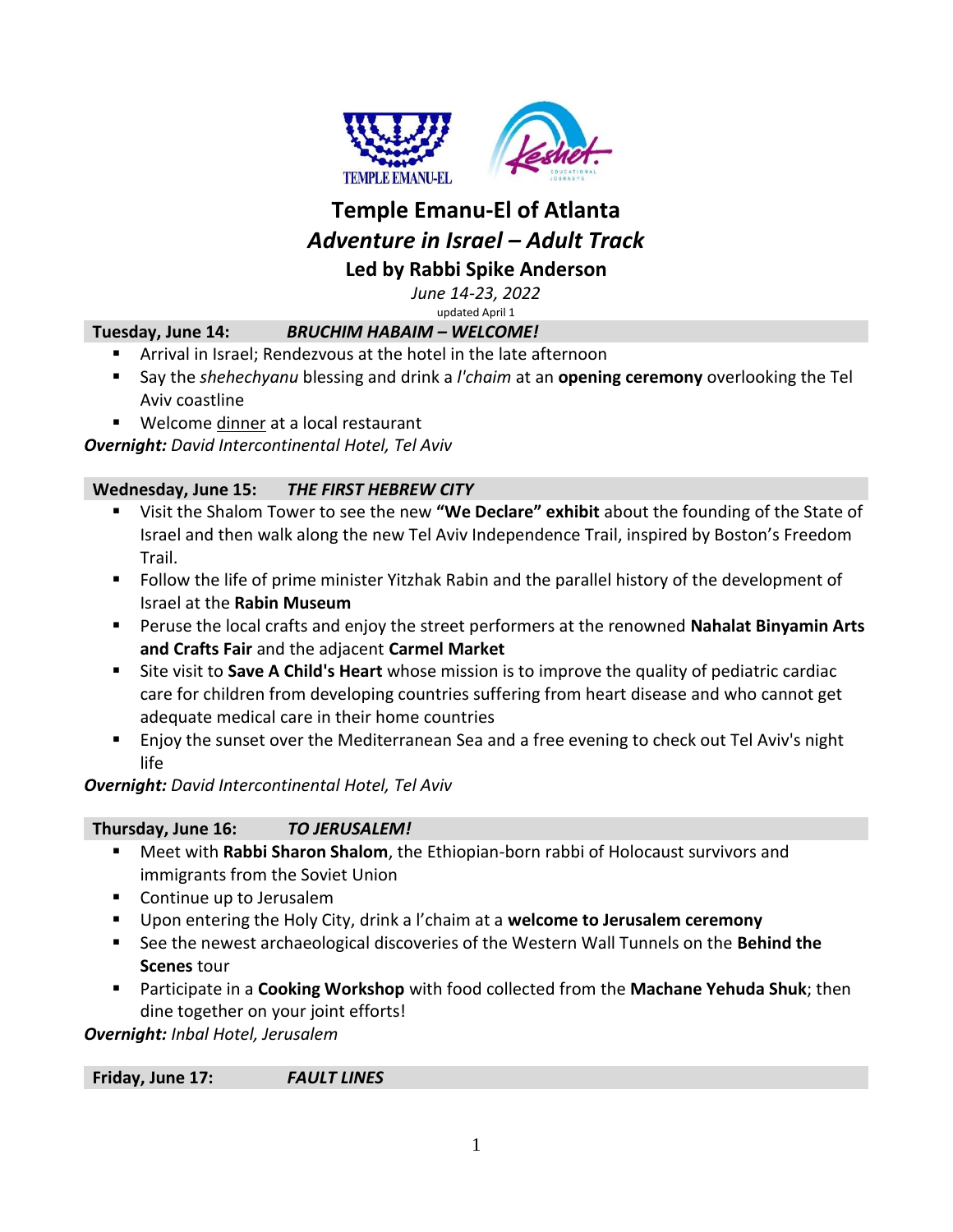# Temple Emanu-El of Atlanta

## *Adventure in Israel – Adult Track*

### Led by Rabbi Spike Anderson

*June 14-23, 2022*

updated April 1

**Tuesday, June 14:** ***BRUCHIM HABAIM – WELCOME!***

- Arrival in Israel; Rendezvous at the hotel in the late afternoon
- Say the *shehechyanu* blessing and drink a *l'chaim* at an **opening ceremony** overlooking the Tel Aviv coastline
- Welcome dinner at a local restaurant

***Overnight:*** *David Intercontinental Hotel, Tel Aviv*

**Wednesday, June 15:** ***THE FIRST HEBREW CITY***

- Visit the Shalom Tower to see the new **"We Declare" exhibit** about the founding of the State of Israel and then walk along the new Tel Aviv Independence Trail, inspired by Boston's Freedom Trail.
- Follow the life of prime minister Yitzhak Rabin and the parallel history of the development of Israel at the **Rabin Museum**
- Peruse the local crafts and enjoy the street performers at the renowned **Nahalat Binyamin Arts and Crafts Fair** and the adjacent **Carmel Market**
- Site visit to **Save A Child's Heart** whose mission is to improve the quality of pediatric cardiac care for children from developing countries suffering from heart disease and who cannot get adequate medical care in their home countries
- Enjoy the sunset over the Mediterranean Sea and a free evening to check out Tel Aviv's night life

***Overnight:*** *David Intercontinental Hotel, Tel Aviv*

**Thursday, June 16:** ***TO JERUSALEM!***

- Meet with **Rabbi Sharon Shalom**, the Ethiopian-born rabbi of Holocaust survivors and immigrants from the Soviet Union
- Continue up to Jerusalem
- Upon entering the Holy City, drink a l'chaim at a **welcome to Jerusalem ceremony**
- See the newest archaeological discoveries of the Western Wall Tunnels on the **Behind the Scenes** tour
- Participate in a **Cooking Workshop** with food collected from the **Machane Yehuda Shuk**; then dine together on your joint efforts!

***Overnight:*** *Inbal Hotel, Jerusalem*

**Friday, June 17:** ***FAULT LINES***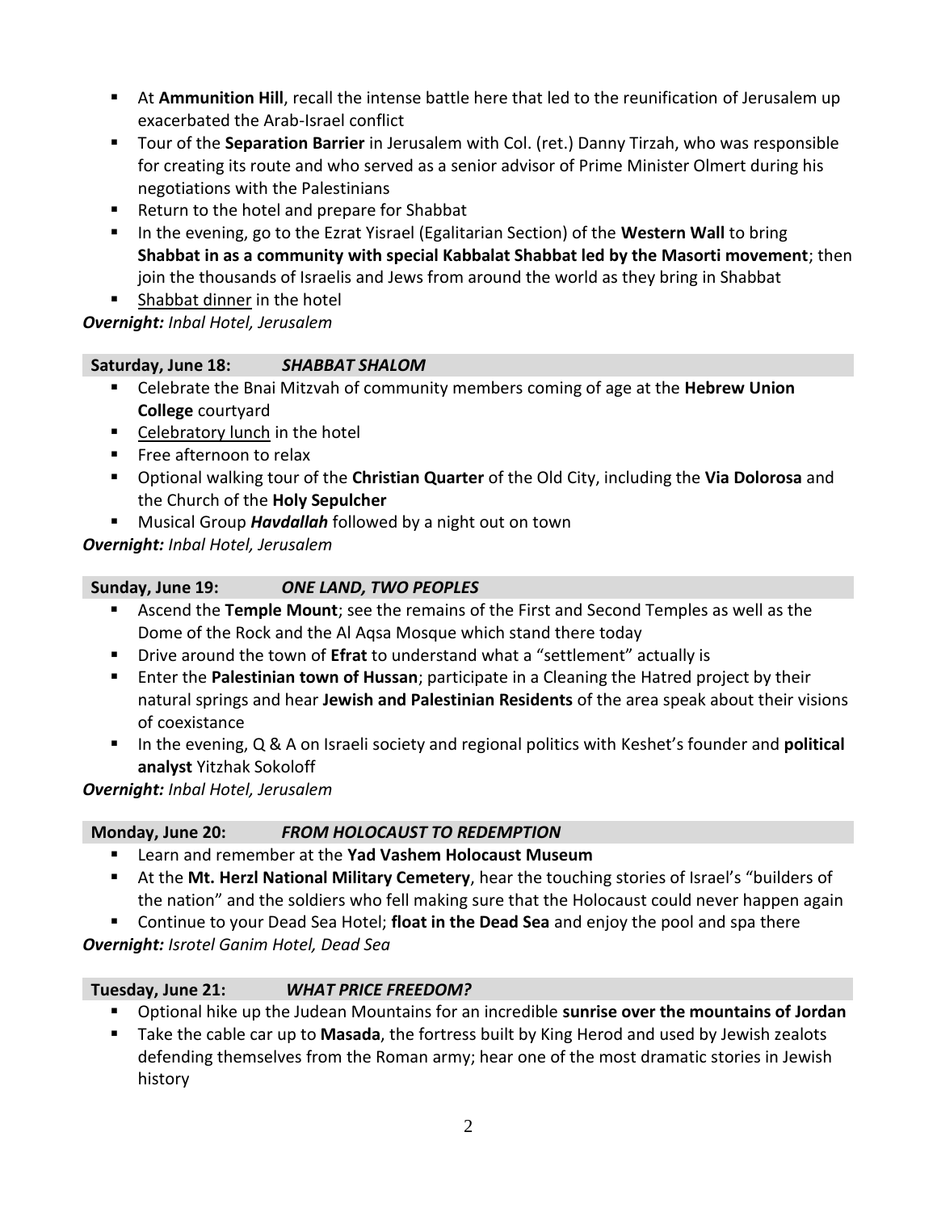- At **Ammunition Hill**, recall the intense battle here that led to the reunification of Jerusalem up exacerbated the Arab-Israel conflict
- Tour of the **Separation Barrier** in Jerusalem with Col. (ret.) Danny Tirzah, who was responsible for creating its route and who served as a senior advisor of Prime Minister Olmert during his negotiations with the Palestinians
- Return to the hotel and prepare for Shabbat
- In the evening, go to the Ezrat Yisrael (Egalitarian Section) of the **Western Wall** to bring **Shabbat in as a community with special Kabbalat Shabbat led by the Masorti movement**; then join the thousands of Israelis and Jews from around the world as they bring in Shabbat
- Shabbat dinner in the hotel

***Overnight:*** *Inbal Hotel, Jerusalem*

**Saturday, June 18:** ***SHABBAT SHALOM***

- Celebrate the Bnai Mitzvah of community members coming of age at the **Hebrew Union College** courtyard
- Celebratory lunch in the hotel
- Free afternoon to relax
- Optional walking tour of the **Christian Quarter** of the Old City, including the **Via Dolorosa** and the Church of the **Holy Sepulcher**
- Musical Group ***Havdallah*** followed by a night out on town

***Overnight:*** *Inbal Hotel, Jerusalem*

**Sunday, June 19:** ***ONE LAND, TWO PEOPLES***

- Ascend the **Temple Mount**; see the remains of the First and Second Temples as well as the Dome of the Rock and the Al Aqsa Mosque which stand there today
- Drive around the town of **Efrat** to understand what a "settlement" actually is
- Enter the **Palestinian town of Hussan**; participate in a Cleaning the Hatred project by their natural springs and hear **Jewish and Palestinian Residents** of the area speak about their visions of coexistance
- In the evening, Q & A on Israeli society and regional politics with Keshet's founder and **political analyst** Yitzhak Sokoloff

***Overnight:*** *Inbal Hotel, Jerusalem*

**Monday, June 20:** ***FROM HOLOCAUST TO REDEMPTION***

- Learn and remember at the **Yad Vashem Holocaust Museum**
- At the **Mt. Herzl National Military Cemetery**, hear the touching stories of Israel's "builders of the nation" and the soldiers who fell making sure that the Holocaust could never happen again
- Continue to your Dead Sea Hotel; **float in the Dead Sea** and enjoy the pool and spa there

***Overnight:*** *Isrotel Ganim Hotel, Dead Sea*

**Tuesday, June 21:** ***WHAT PRICE FREEDOM?***

- Optional hike up the Judean Mountains for an incredible **sunrise over the mountains of Jordan**
- Take the cable car up to **Masada**, the fortress built by King Herod and used by Jewish zealots defending themselves from the Roman army; hear one of the most dramatic stories in Jewish history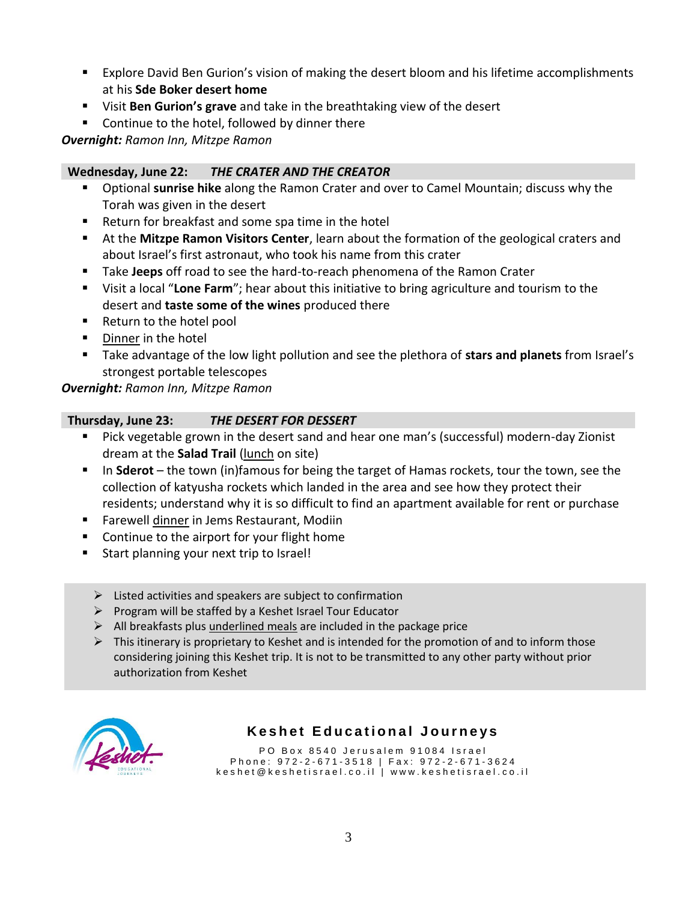- Explore David Ben Gurion's vision of making the desert bloom and his lifetime accomplishments at his **Sde Boker desert home**
- Visit **Ben Gurion's grave** and take in the breathtaking view of the desert
- Continue to the hotel, followed by dinner there

***Overnight:*** *Ramon Inn, Mitzpe Ramon*

**Wednesday, June 22:** ***THE CRATER AND THE CREATOR***

- Optional **sunrise hike** along the Ramon Crater and over to Camel Mountain; discuss why the Torah was given in the desert
- Return for breakfast and some spa time in the hotel
- At the **Mitzpe Ramon Visitors Center**, learn about the formation of the geological craters and about Israel's first astronaut, who took his name from this crater
- Take **Jeeps** off road to see the hard-to-reach phenomena of the Ramon Crater
- Visit a local "**Lone Farm**"; hear about this initiative to bring agriculture and tourism to the desert and **taste some of the wines** produced there
- Return to the hotel pool
- <u>Dinner</u> in the hotel
- Take advantage of the low light pollution and see the plethora of **stars and planets** from Israel's strongest portable telescopes

***Overnight:*** *Ramon Inn, Mitzpe Ramon*

**Thursday, June 23:** ***THE DESERT FOR DESSERT***

- Pick vegetable grown in the desert sand and hear one man's (successful) modern-day Zionist dream at the **Salad Trail** (<u>lunch</u> on site)
- In **Sderot** – the town (in)famous for being the target of Hamas rockets, tour the town, see the collection of katyusha rockets which landed in the area and see how they protect their residents; understand why it is so difficult to find an apartment available for rent or purchase
- Farewell <u>dinner</u> in Jems Restaurant, Modiin
- Continue to the airport for your flight home
- Start planning your next trip to Israel!

> - Listed activities and speakers are subject to confirmation
> - Program will be staffed by a Keshet Israel Tour Educator
> - All breakfasts plus <u>underlined meals</u> are included in the package price
> - This itinerary is proprietary to Keshet and is intended for the promotion of and to inform those considering joining this Keshet trip. It is not to be transmitted to any other party without prior authorization from Keshet

**Keshet Educational Journeys**

PO Box 8540 Jerusalem 91084 Israel
Phone: 972-2-671-3518 | Fax: 972-2-671-3624
keshet@keshetisrael.co.il | www.keshetisrael.co.il